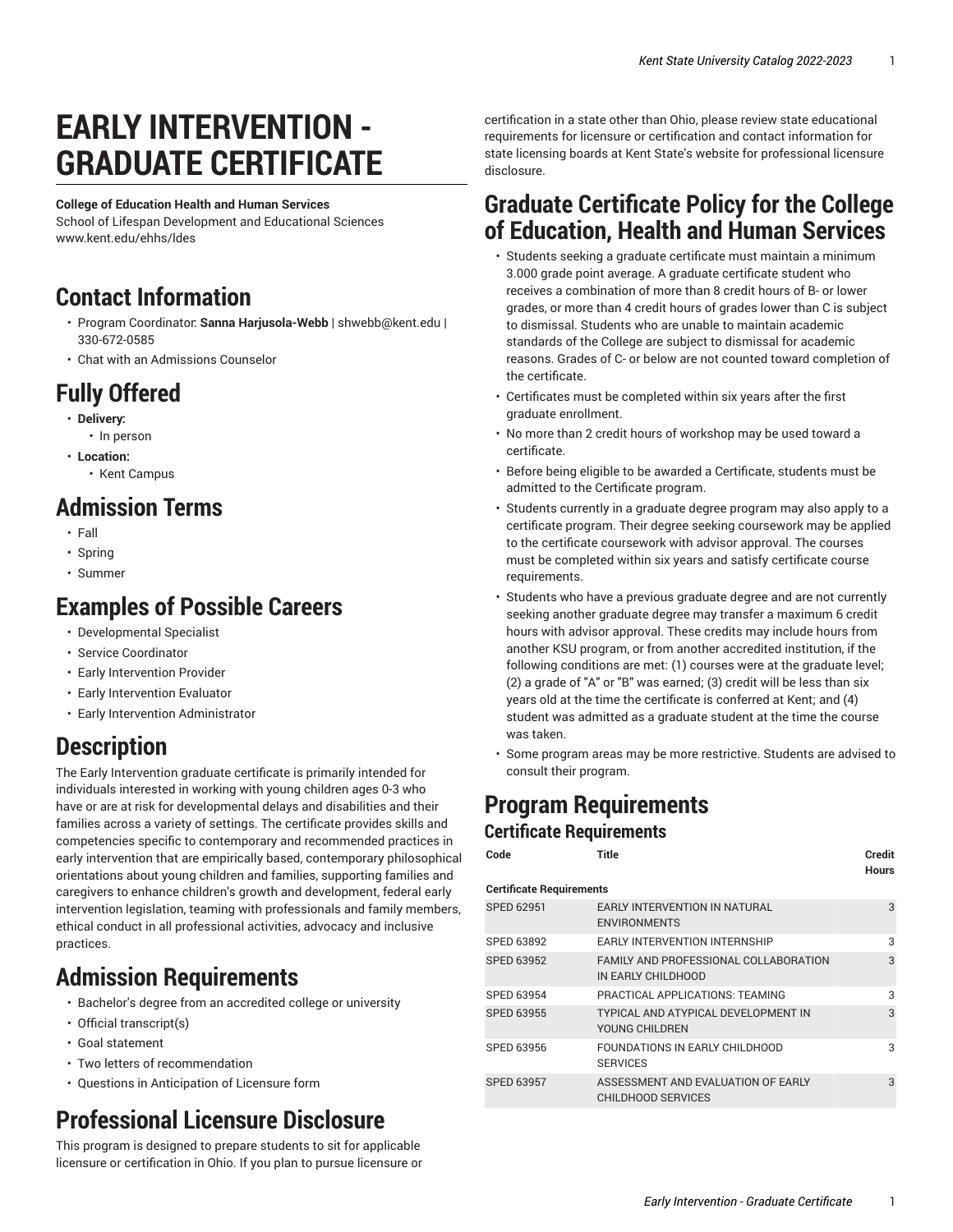# EARLY INTERVENTION - GRADUATE CERTIFICATE

**College of Education Health and Human Services**
School of Lifespan Development and Educational Sciences
www.kent.edu/ehhs/ldes

## Contact Information

- Program Coordinator: **Sanna Harjusola-Webb** | shwebb@kent.edu | 330-672-0585
- Chat with an Admissions Counselor

## Fully Offered

- **Delivery:**
  - In person
- **Location:**
  - Kent Campus

## Admission Terms

- Fall
- Spring
- Summer

## Examples of Possible Careers

- Developmental Specialist
- Service Coordinator
- Early Intervention Provider
- Early Intervention Evaluator
- Early Intervention Administrator

## Description

The Early Intervention graduate certificate is primarily intended for individuals interested in working with young children ages 0-3 who have or are at risk for developmental delays and disabilities and their families across a variety of settings. The certificate provides skills and competencies specific to contemporary and recommended practices in early intervention that are empirically based, contemporary philosophical orientations about young children and families, supporting families and caregivers to enhance children's growth and development, federal early intervention legislation, teaming with professionals and family members, ethical conduct in all professional activities, advocacy and inclusive practices.

## Admission Requirements

- Bachelor's degree from an accredited college or university
- Official transcript(s)
- Goal statement
- Two letters of recommendation
- Questions in Anticipation of Licensure form

## Professional Licensure Disclosure

This program is designed to prepare students to sit for applicable licensure or certification in Ohio. If you plan to pursue licensure or certification in a state other than Ohio, please review state educational requirements for licensure or certification and contact information for state licensing boards at Kent State's website for professional licensure disclosure.

## Graduate Certificate Policy for the College of Education, Health and Human Services

- Students seeking a graduate certificate must maintain a minimum 3.000 grade point average. A graduate certificate student who receives a combination of more than 8 credit hours of B- or lower grades, or more than 4 credit hours of grades lower than C is subject to dismissal. Students who are unable to maintain academic standards of the College are subject to dismissal for academic reasons. Grades of C- or below are not counted toward completion of the certificate.
- Certificates must be completed within six years after the first graduate enrollment.
- No more than 2 credit hours of workshop may be used toward a certificate.
- Before being eligible to be awarded a Certificate, students must be admitted to the Certificate program.
- Students currently in a graduate degree program may also apply to a certificate program. Their degree seeking coursework may be applied to the certificate coursework with advisor approval. The courses must be completed within six years and satisfy certificate course requirements.
- Students who have a previous graduate degree and are not currently seeking another graduate degree may transfer a maximum 6 credit hours with advisor approval. These credits may include hours from another KSU program, or from another accredited institution, if the following conditions are met: (1) courses were at the graduate level; (2) a grade of "A" or "B" was earned; (3) credit will be less than six years old at the time the certificate is conferred at Kent; and (4) student was admitted as a graduate student at the time the course was taken.
- Some program areas may be more restrictive. Students are advised to consult their program.

## Program Requirements

### Certificate Requirements

| Code | Title | Credit Hours |
|---|---|---|
| **Certificate Requirements** | | |
| SPED 62951 | EARLY INTERVENTION IN NATURAL ENVIRONMENTS | 3 |
| SPED 63892 | EARLY INTERVENTION INTERNSHIP | 3 |
| SPED 63952 | FAMILY AND PROFESSIONAL COLLABORATION IN EARLY CHILDHOOD | 3 |
| SPED 63954 | PRACTICAL APPLICATIONS: TEAMING | 3 |
| SPED 63955 | TYPICAL AND ATYPICAL DEVELOPMENT IN YOUNG CHILDREN | 3 |
| SPED 63956 | FOUNDATIONS IN EARLY CHILDHOOD SERVICES | 3 |
| SPED 63957 | ASSESSMENT AND EVALUATION OF EARLY CHILDHOOD SERVICES | 3 |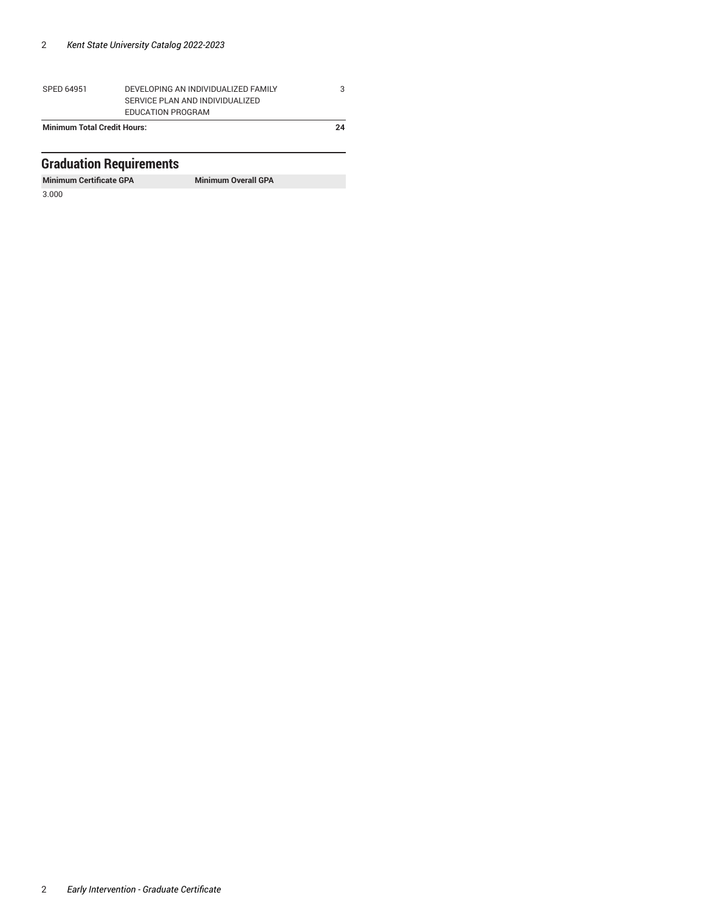| | | |
|---|---|---|
| SPED 64951 | DEVELOPING AN INDIVIDUALIZED FAMILY SERVICE PLAN AND INDIVIDUALIZED EDUCATION PROGRAM | 3 |
| **Minimum Total Credit Hours:** | | **24** |

## Graduation Requirements

| Minimum Certificate GPA | Minimum Overall GPA |
|---|---|
| 3.000 | |